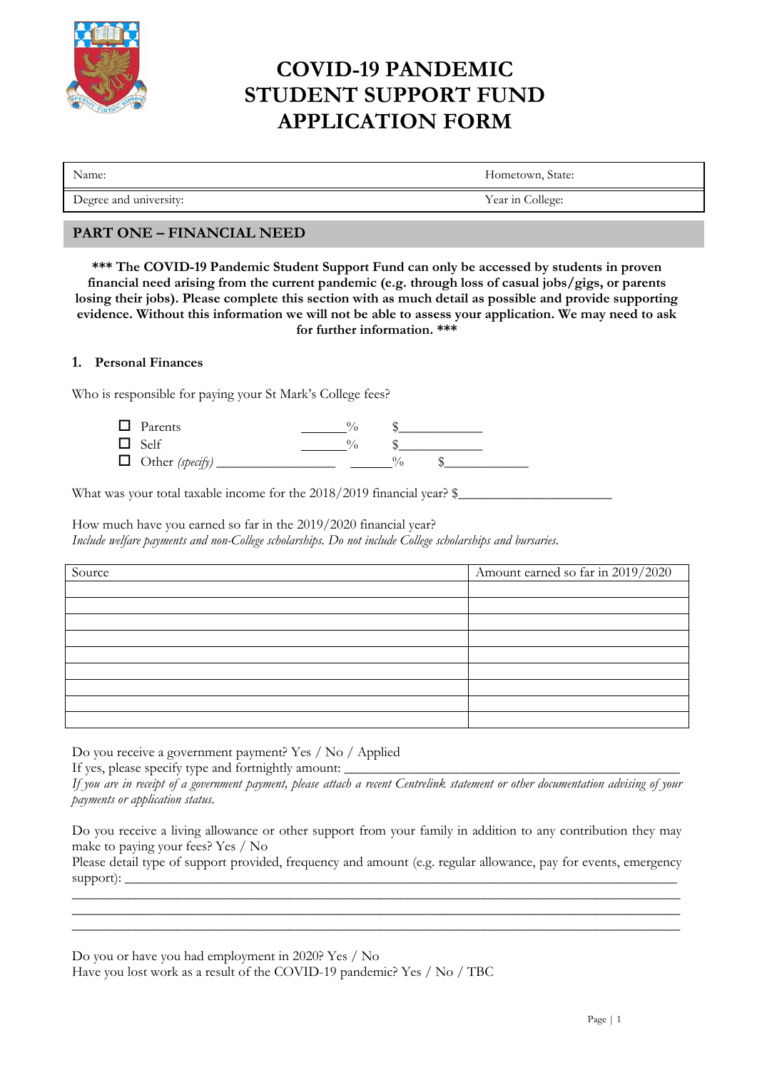# COVID-19 PANDEMIC STUDENT SUPPORT FUND APPLICATION FORM

| Name: | Hometown, State: |
|---|---|
| Degree and university: | Year in College: |

## PART ONE – FINANCIAL NEED

**\*\*\* The COVID-19 Pandemic Student Support Fund can only be accessed by students in proven financial need arising from the current pandemic (e.g. through loss of casual jobs/gigs, or parents losing their jobs). Please complete this section with as much detail as possible and provide supporting evidence. Without this information we will not be able to assess your application. We may need to ask for further information. \*\*\***

### 1. Personal Finances

Who is responsible for paying your St Mark's College fees?

- ☐ Parents _______% $____________
- ☐ Self _______% $____________
- ☐ Other *(specify)* _________________ _______% $____________

What was your total taxable income for the 2018/2019 financial year? $______________________

How much have you earned so far in the 2019/2020 financial year?
*Include welfare payments and non-College scholarships. Do not include College scholarships and bursaries.*

| Source | Amount earned so far in 2019/2020 |
|---|---|
| | |
| | |
| | |
| | |
| | |
| | |
| | |
| | |
| | |

Do you receive a government payment? Yes / No / Applied
If yes, please specify type and fortnightly amount: ________________________________________________
*If you are in receipt of a government payment, please attach a recent Centrelink statement or other documentation advising of your payments or application status.*

Do you receive a living allowance or other support from your family in addition to any contribution they may make to paying your fees? Yes / No
Please detail type of support provided, frequency and amount (e.g. regular allowance, pay for events, emergency support): ____________________________________________________________________________
____________________________________________________________________________________
____________________________________________________________________________________
____________________________________________________________________________________

Do you or have you had employment in 2020? Yes / No
Have you lost work as a result of the COVID-19 pandemic? Yes / No / TBC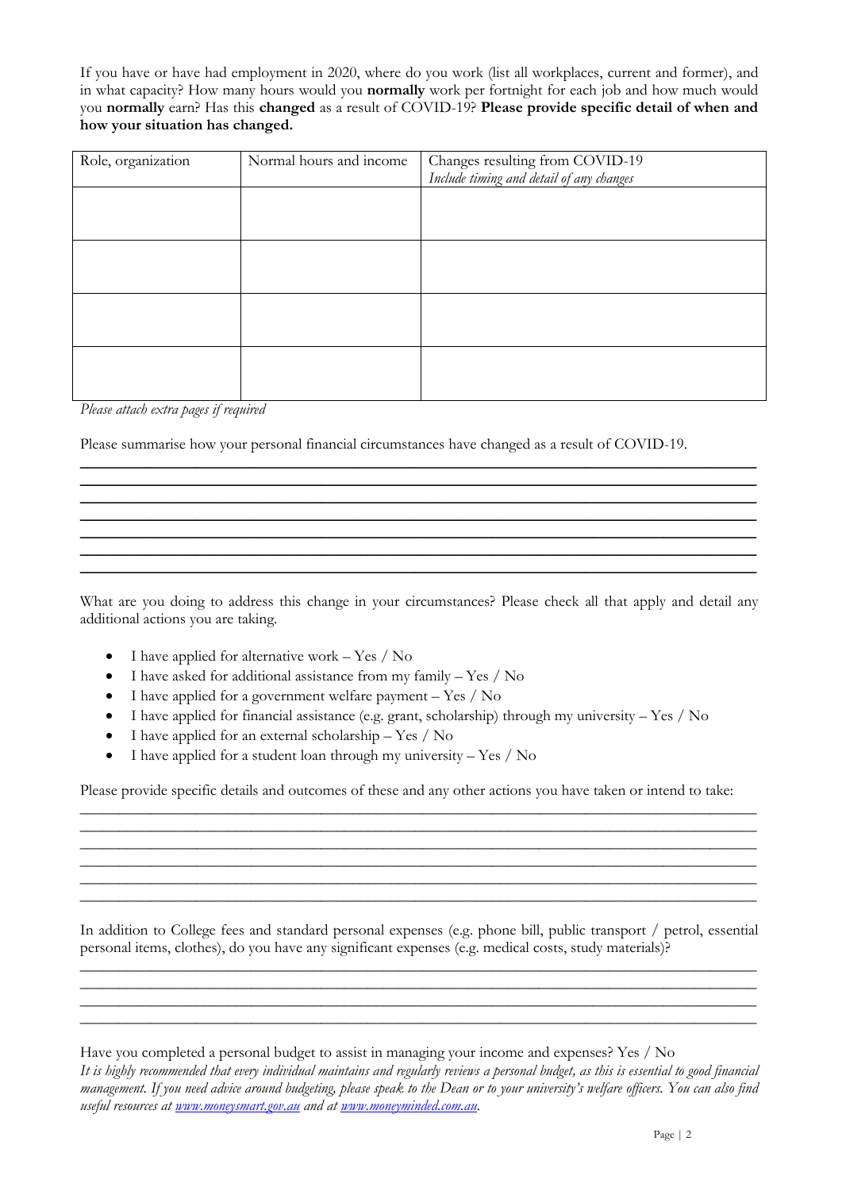If you have or have had employment in 2020, where do you work (list all workplaces, current and former), and in what capacity? How many hours would you **normally** work per fortnight for each job and how much would you **normally** earn? Has this **changed** as a result of COVID-19? **Please provide specific detail of when and how your situation has changed.**

| Role, organization | Normal hours and income | Changes resulting from COVID-19 *Include timing and detail of any changes* |
|---|---|---|
| | | |
| | | |
| | | |
| | | |

*Please attach extra pages if required*

Please summarise how your personal financial circumstances have changed as a result of COVID-19.

\_\_\_\_\_\_\_\_\_\_\_\_\_\_\_\_\_\_\_\_\_\_\_\_\_\_\_\_\_\_\_\_\_\_\_\_\_\_\_\_\_\_\_\_\_\_\_\_\_\_\_\_\_\_\_\_\_\_\_\_\_\_\_\_\_\_\_\_\_\_\_\_\_\_\_\_
\_\_\_\_\_\_\_\_\_\_\_\_\_\_\_\_\_\_\_\_\_\_\_\_\_\_\_\_\_\_\_\_\_\_\_\_\_\_\_\_\_\_\_\_\_\_\_\_\_\_\_\_\_\_\_\_\_\_\_\_\_\_\_\_\_\_\_\_\_\_\_\_\_\_\_\_
\_\_\_\_\_\_\_\_\_\_\_\_\_\_\_\_\_\_\_\_\_\_\_\_\_\_\_\_\_\_\_\_\_\_\_\_\_\_\_\_\_\_\_\_\_\_\_\_\_\_\_\_\_\_\_\_\_\_\_\_\_\_\_\_\_\_\_\_\_\_\_\_\_\_\_\_
\_\_\_\_\_\_\_\_\_\_\_\_\_\_\_\_\_\_\_\_\_\_\_\_\_\_\_\_\_\_\_\_\_\_\_\_\_\_\_\_\_\_\_\_\_\_\_\_\_\_\_\_\_\_\_\_\_\_\_\_\_\_\_\_\_\_\_\_\_\_\_\_\_\_\_\_
\_\_\_\_\_\_\_\_\_\_\_\_\_\_\_\_\_\_\_\_\_\_\_\_\_\_\_\_\_\_\_\_\_\_\_\_\_\_\_\_\_\_\_\_\_\_\_\_\_\_\_\_\_\_\_\_\_\_\_\_\_\_\_\_\_\_\_\_\_\_\_\_\_\_\_\_
\_\_\_\_\_\_\_\_\_\_\_\_\_\_\_\_\_\_\_\_\_\_\_\_\_\_\_\_\_\_\_\_\_\_\_\_\_\_\_\_\_\_\_\_\_\_\_\_\_\_\_\_\_\_\_\_\_\_\_\_\_\_\_\_\_\_\_\_\_\_\_\_\_\_\_\_
\_\_\_\_\_\_\_\_\_\_\_\_\_\_\_\_\_\_\_\_\_\_\_\_\_\_\_\_\_\_\_\_\_\_\_\_\_\_\_\_\_\_\_\_\_\_\_\_\_\_\_\_\_\_\_\_\_\_\_\_\_\_\_\_\_\_\_\_\_\_\_\_\_\_\_\_

What are you doing to address this change in your circumstances? Please check all that apply and detail any additional actions you are taking.

- I have applied for alternative work – Yes / No
- I have asked for additional assistance from my family – Yes / No
- I have applied for a government welfare payment – Yes / No
- I have applied for financial assistance (e.g. grant, scholarship) through my university – Yes / No
- I have applied for an external scholarship – Yes / No
- I have applied for a student loan through my university – Yes / No

Please provide specific details and outcomes of these and any other actions you have taken or intend to take:

\_\_\_\_\_\_\_\_\_\_\_\_\_\_\_\_\_\_\_\_\_\_\_\_\_\_\_\_\_\_\_\_\_\_\_\_\_\_\_\_\_\_\_\_\_\_\_\_\_\_\_\_\_\_\_\_\_\_\_\_\_\_\_\_\_\_\_\_\_\_\_\_\_\_\_\_
\_\_\_\_\_\_\_\_\_\_\_\_\_\_\_\_\_\_\_\_\_\_\_\_\_\_\_\_\_\_\_\_\_\_\_\_\_\_\_\_\_\_\_\_\_\_\_\_\_\_\_\_\_\_\_\_\_\_\_\_\_\_\_\_\_\_\_\_\_\_\_\_\_\_\_\_
\_\_\_\_\_\_\_\_\_\_\_\_\_\_\_\_\_\_\_\_\_\_\_\_\_\_\_\_\_\_\_\_\_\_\_\_\_\_\_\_\_\_\_\_\_\_\_\_\_\_\_\_\_\_\_\_\_\_\_\_\_\_\_\_\_\_\_\_\_\_\_\_\_\_\_\_
\_\_\_\_\_\_\_\_\_\_\_\_\_\_\_\_\_\_\_\_\_\_\_\_\_\_\_\_\_\_\_\_\_\_\_\_\_\_\_\_\_\_\_\_\_\_\_\_\_\_\_\_\_\_\_\_\_\_\_\_\_\_\_\_\_\_\_\_\_\_\_\_\_\_\_\_
\_\_\_\_\_\_\_\_\_\_\_\_\_\_\_\_\_\_\_\_\_\_\_\_\_\_\_\_\_\_\_\_\_\_\_\_\_\_\_\_\_\_\_\_\_\_\_\_\_\_\_\_\_\_\_\_\_\_\_\_\_\_\_\_\_\_\_\_\_\_\_\_\_\_\_\_
\_\_\_\_\_\_\_\_\_\_\_\_\_\_\_\_\_\_\_\_\_\_\_\_\_\_\_\_\_\_\_\_\_\_\_\_\_\_\_\_\_\_\_\_\_\_\_\_\_\_\_\_\_\_\_\_\_\_\_\_\_\_\_\_\_\_\_\_\_\_\_\_\_\_\_\_

In addition to College fees and standard personal expenses (e.g. phone bill, public transport / petrol, essential personal items, clothes), do you have any significant expenses (e.g. medical costs, study materials)?

\_\_\_\_\_\_\_\_\_\_\_\_\_\_\_\_\_\_\_\_\_\_\_\_\_\_\_\_\_\_\_\_\_\_\_\_\_\_\_\_\_\_\_\_\_\_\_\_\_\_\_\_\_\_\_\_\_\_\_\_\_\_\_\_\_\_\_\_\_\_\_\_\_\_\_\_
\_\_\_\_\_\_\_\_\_\_\_\_\_\_\_\_\_\_\_\_\_\_\_\_\_\_\_\_\_\_\_\_\_\_\_\_\_\_\_\_\_\_\_\_\_\_\_\_\_\_\_\_\_\_\_\_\_\_\_\_\_\_\_\_\_\_\_\_\_\_\_\_\_\_\_\_
\_\_\_\_\_\_\_\_\_\_\_\_\_\_\_\_\_\_\_\_\_\_\_\_\_\_\_\_\_\_\_\_\_\_\_\_\_\_\_\_\_\_\_\_\_\_\_\_\_\_\_\_\_\_\_\_\_\_\_\_\_\_\_\_\_\_\_\_\_\_\_\_\_\_\_\_
\_\_\_\_\_\_\_\_\_\_\_\_\_\_\_\_\_\_\_\_\_\_\_\_\_\_\_\_\_\_\_\_\_\_\_\_\_\_\_\_\_\_\_\_\_\_\_\_\_\_\_\_\_\_\_\_\_\_\_\_\_\_\_\_\_\_\_\_\_\_\_\_\_\_\_\_

Have you completed a personal budget to assist in managing your income and expenses? Yes / No

*It is highly recommended that every individual maintains and regularly reviews a personal budget, as this is essential to good financial management. If you need advice around budgeting, please speak to the Dean or to your university's welfare officers. You can also find useful resources at [www.moneysmart.gov.au](http://www.moneysmart.gov.au) and at [www.moneyminded.com.au](http://www.moneyminded.com.au).*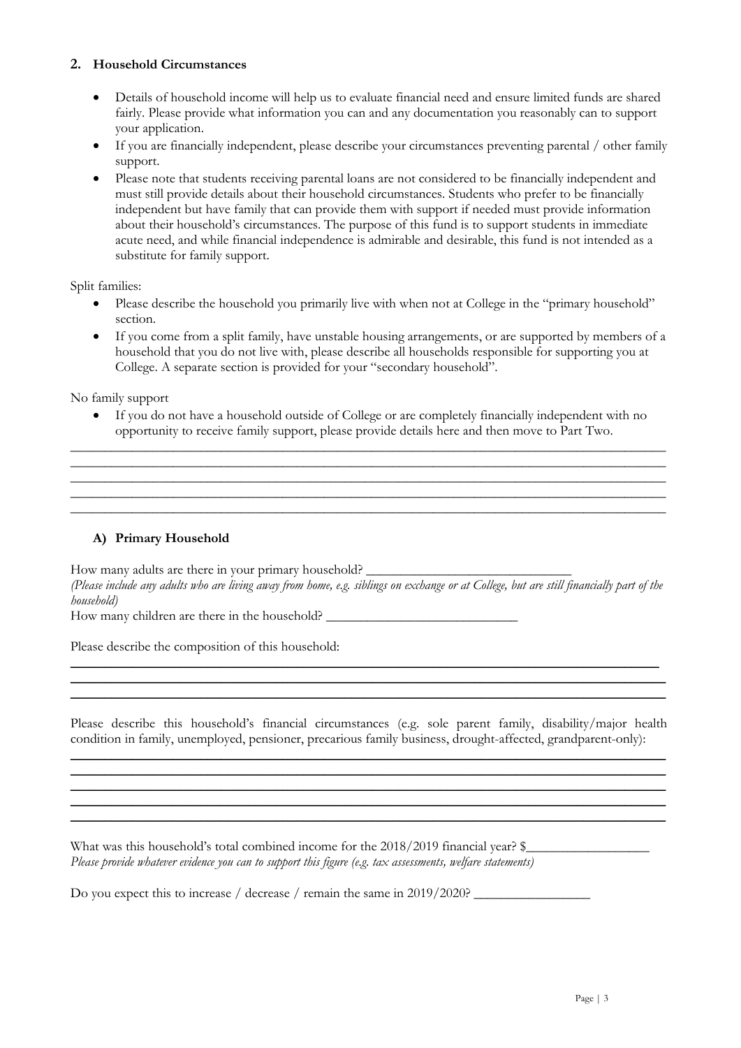## 2. Household Circumstances

- Details of household income will help us to evaluate financial need and ensure limited funds are shared fairly. Please provide what information you can and any documentation you reasonably can to support your application.
- If you are financially independent, please describe your circumstances preventing parental / other family support.
- Please note that students receiving parental loans are not considered to be financially independent and must still provide details about their household circumstances. Students who prefer to be financially independent but have family that can provide them with support if needed must provide information about their household's circumstances. The purpose of this fund is to support students in immediate acute need, and while financial independence is admirable and desirable, this fund is not intended as a substitute for family support.

Split families:

- Please describe the household you primarily live with when not at College in the "primary household" section.
- If you come from a split family, have unstable housing arrangements, or are supported by members of a household that you do not live with, please describe all households responsible for supporting you at College. A separate section is provided for your "secondary household".

No family support

- If you do not have a household outside of College or are completely financially independent with no opportunity to receive family support, please provide details here and then move to Part Two.

______________________________________________________________________________________
______________________________________________________________________________________
______________________________________________________________________________________
______________________________________________________________________________________
______________________________________________________________________________________

### A) Primary Household

How many adults are there in your primary household? ______________________________

*(Please include any adults who are living away from home, e.g. siblings on exchange or at College, but are still financially part of the household)*

How many children are there in the household? ____________________________

Please describe the composition of this household:

______________________________________________________________________________________
______________________________________________________________________________________
______________________________________________________________________________________

Please describe this household's financial circumstances (e.g. sole parent family, disability/major health condition in family, unemployed, pensioner, precarious family business, drought-affected, grandparent-only):

______________________________________________________________________________________
______________________________________________________________________________________
______________________________________________________________________________________
______________________________________________________________________________________
______________________________________________________________________________________

What was this household's total combined income for the 2018/2019 financial year? $__________________

*Please provide whatever evidence you can to support this figure (e.g. tax assessments, welfare statements)*

Do you expect this to increase / decrease / remain the same in 2019/2020? _________________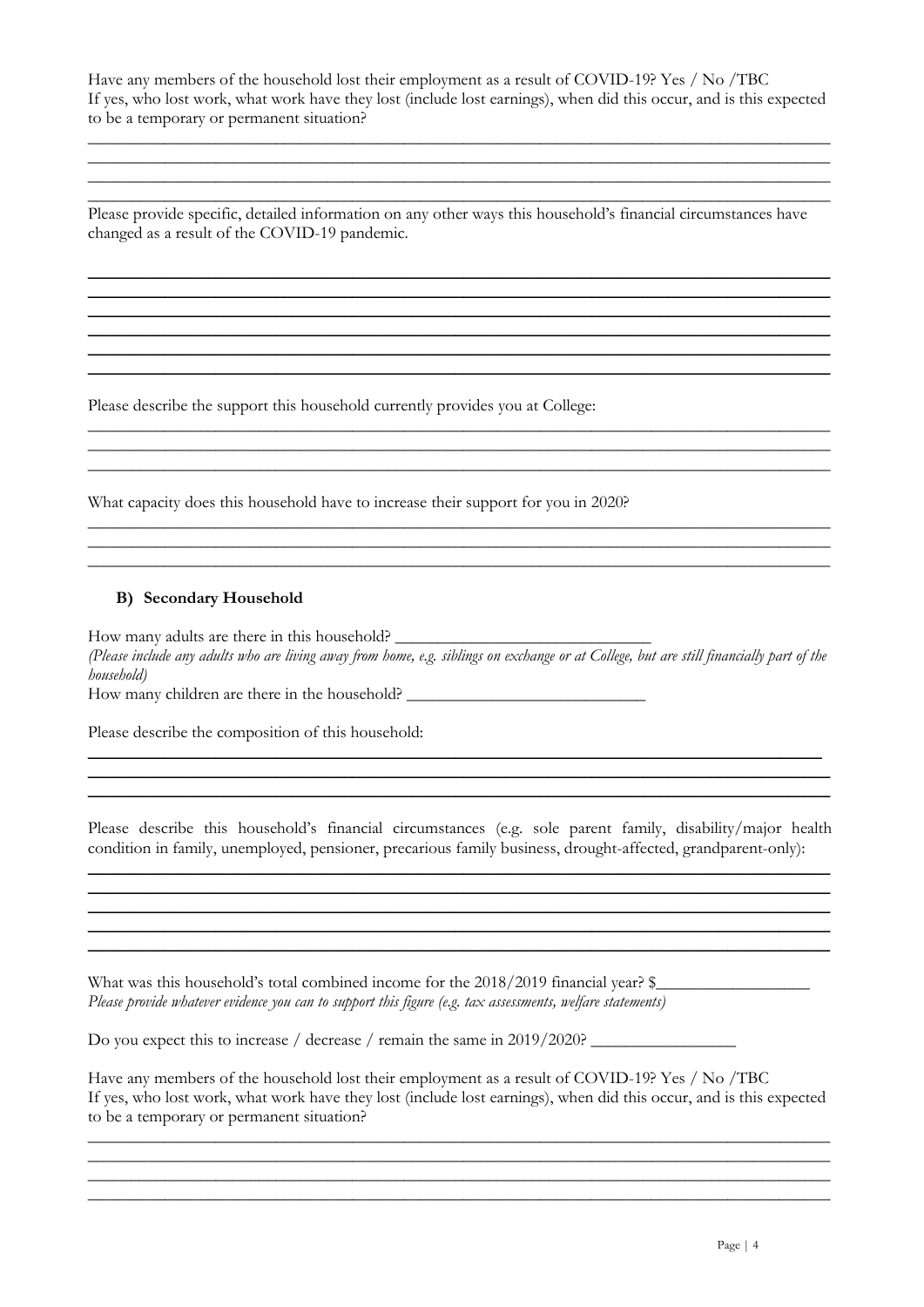Have any members of the household lost their employment as a result of COVID-19? Yes / No /TBC
If yes, who lost work, what work have they lost (include lost earnings), when did this occur, and is this expected to be a temporary or permanent situation?

______________________________________________________________________________________
______________________________________________________________________________________
______________________________________________________________________________________
______________________________________________________________________________________

Please provide specific, detailed information on any other ways this household's financial circumstances have changed as a result of the COVID-19 pandemic.

______________________________________________________________________________________
______________________________________________________________________________________
______________________________________________________________________________________
______________________________________________________________________________________
______________________________________________________________________________________
______________________________________________________________________________________

Please describe the support this household currently provides you at College:

______________________________________________________________________________________
______________________________________________________________________________________
______________________________________________________________________________________

What capacity does this household have to increase their support for you in 2020?

______________________________________________________________________________________
______________________________________________________________________________________
______________________________________________________________________________________

### B) Secondary Household

How many adults are there in this household? ______________________________
*(Please include any adults who are living away from home, e.g. siblings on exchange or at College, but are still financially part of the household)*
How many children are there in the household? ____________________________

Please describe the composition of this household:

______________________________________________________________________________________
______________________________________________________________________________________
______________________________________________________________________________________

Please describe this household's financial circumstances (e.g. sole parent family, disability/major health condition in family, unemployed, pensioner, precarious family business, drought-affected, grandparent-only):

______________________________________________________________________________________
______________________________________________________________________________________
______________________________________________________________________________________
______________________________________________________________________________________
______________________________________________________________________________________

What was this household's total combined income for the 2018/2019 financial year? $__________________
*Please provide whatever evidence you can to support this figure (e.g. tax assessments, welfare statements)*

Do you expect this to increase / decrease / remain the same in 2019/2020? _________________

Have any members of the household lost their employment as a result of COVID-19? Yes / No /TBC
If yes, who lost work, what work have they lost (include lost earnings), when did this occur, and is this expected to be a temporary or permanent situation?

______________________________________________________________________________________
______________________________________________________________________________________
______________________________________________________________________________________
______________________________________________________________________________________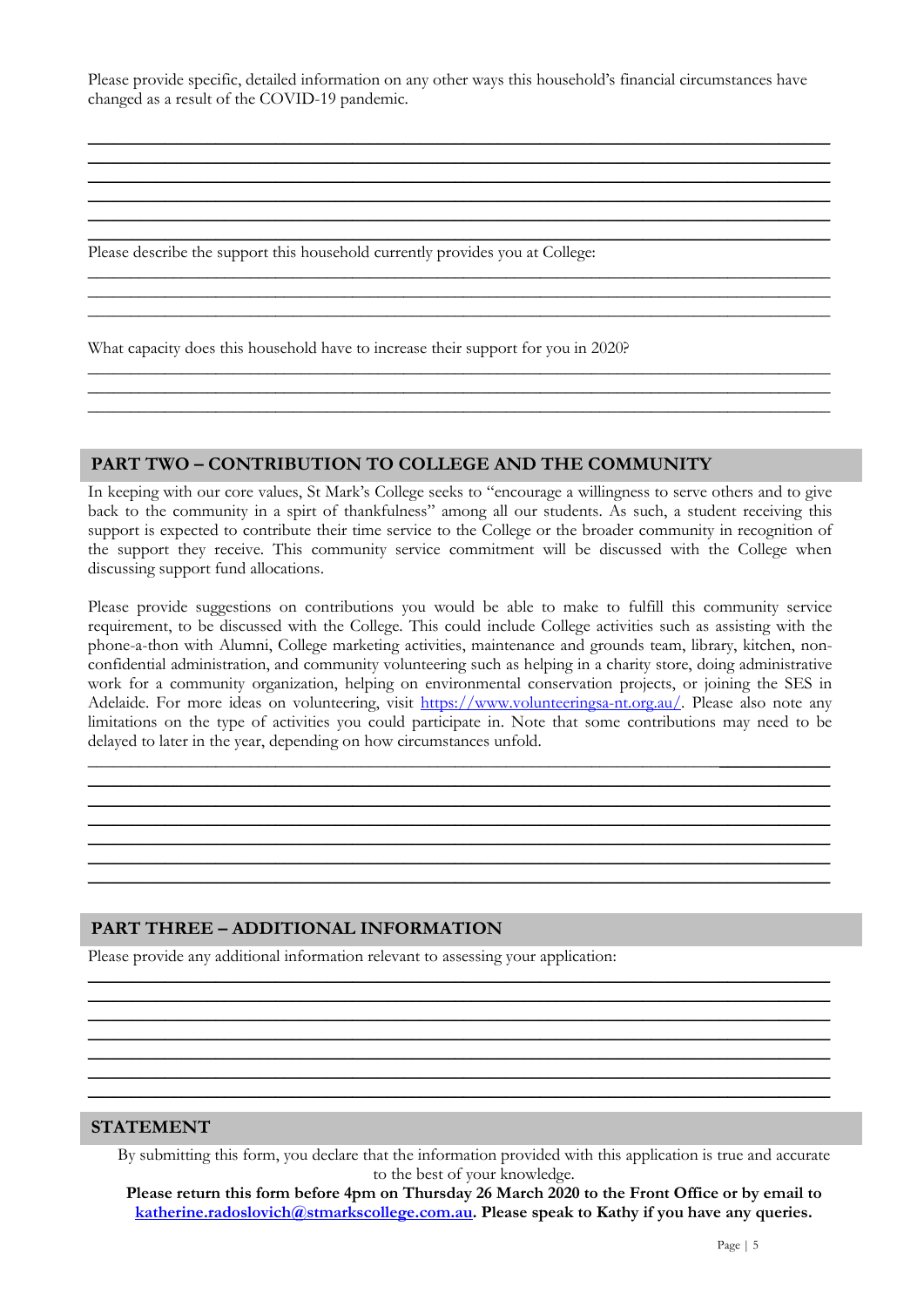Please provide specific, detailed information on any other ways this household's financial circumstances have changed as a result of the COVID-19 pandemic.

Please describe the support this household currently provides you at College:

What capacity does this household have to increase their support for you in 2020?

## PART TWO – CONTRIBUTION TO COLLEGE AND THE COMMUNITY

In keeping with our core values, St Mark's College seeks to "encourage a willingness to serve others and to give back to the community in a spirt of thankfulness" among all our students. As such, a student receiving this support is expected to contribute their time service to the College or the broader community in recognition of the support they receive. This community service commitment will be discussed with the College when discussing support fund allocations.

Please provide suggestions on contributions you would be able to make to fulfill this community service requirement, to be discussed with the College. This could include College activities such as assisting with the phone-a-thon with Alumni, College marketing activities, maintenance and grounds team, library, kitchen, non-confidential administration, and community volunteering such as helping in a charity store, doing administrative work for a community organization, helping on environmental conservation projects, or joining the SES in Adelaide. For more ideas on volunteering, visit https://www.volunteeringsa-nt.org.au/. Please also note any limitations on the type of activities you could participate in. Note that some contributions may need to be delayed to later in the year, depending on how circumstances unfold.

## PART THREE – ADDITIONAL INFORMATION

Please provide any additional information relevant to assessing your application:

## STATEMENT

By submitting this form, you declare that the information provided with this application is true and accurate to the best of your knowledge.

**Please return this form before 4pm on Thursday 26 March 2020 to the Front Office or by email to katherine.radoslovich@stmarkscollege.com.au. Please speak to Kathy if you have any queries.**